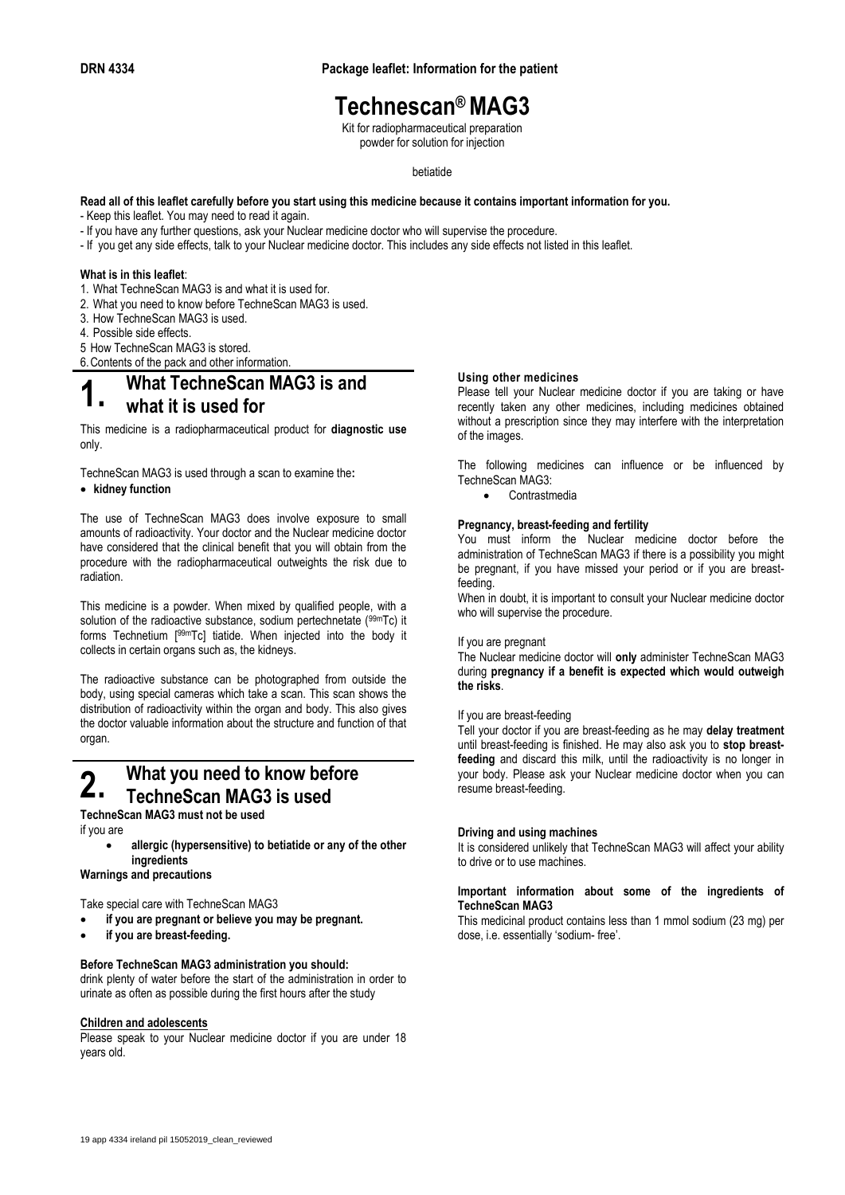**DRN 4334** **Package leaflet: Information for the patient**

# Technescan® MAG3

Kit for radiopharmaceutical preparation
powder for solution for injection

betiatide

**Read all of this leaflet carefully before you start using this medicine because it contains important information for you.**

- Keep this leaflet. You may need to read it again.
- If you have any further questions, ask your Nuclear medicine doctor who will supervise the procedure.
- If you get any side effects, talk to your Nuclear medicine doctor. This includes any side effects not listed in this leaflet.

**What is in this leaflet**:

1. What TechneScan MAG3 is and what it is used for.
2. What you need to know before TechneScan MAG3 is used.
3. How TechneScan MAG3 is used.
4. Possible side effects.
5. How TechneScan MAG3 is stored.
6. Contents of the pack and other information.

## 1. What TechneScan MAG3 is and what it is used for

This medicine is a radiopharmaceutical product for **diagnostic use** only.

TechneScan MAG3 is used through a scan to examine the**:**

- **kidney function**

The use of TechneScan MAG3 does involve exposure to small amounts of radioactivity. Your doctor and the Nuclear medicine doctor have considered that the clinical benefit that you will obtain from the procedure with the radiopharmaceutical outweights the risk due to radiation.

This medicine is a powder. When mixed by qualified people, with a solution of the radioactive substance, sodium pertechnetate ($^{99m}$Tc) it forms Technetium [$^{99m}$Tc] tiatide. When injected into the body it collects in certain organs such as, the kidneys.

The radioactive substance can be photographed from outside the body, using special cameras which take a scan. This scan shows the distribution of radioactivity within the organ and body. This also gives the doctor valuable information about the structure and function of that organ.

## 2. What you need to know before TechneScan MAG3 is used

**TechneScan MAG3 must not be used**

if you are

- **allergic (hypersensitive) to betiatide or any of the other ingredients**

**Warnings and precautions**

Take special care with TechneScan MAG3

- **if you are pregnant or believe you may be pregnant.**
- **if you are breast-feeding.**

**Before TechneScan MAG3 administration you should:**

drink plenty of water before the start of the administration in order to urinate as often as possible during the first hours after the study

**Children and adolescents**

Please speak to your Nuclear medicine doctor if you are under 18 years old.

**Using other medicines**

Please tell your Nuclear medicine doctor if you are taking or have recently taken any other medicines, including medicines obtained without a prescription since they may interfere with the interpretation of the images.

The following medicines can influence or be influenced by TechneScan MAG3:

- Contrastmedia

**Pregnancy, breast-feeding and fertility**

You must inform the Nuclear medicine doctor before the administration of TechneScan MAG3 if there is a possibility you might be pregnant, if you have missed your period or if you are breast-feeding.

When in doubt, it is important to consult your Nuclear medicine doctor who will supervise the procedure.

If you are pregnant

The Nuclear medicine doctor will **only** administer TechneScan MAG3 during **pregnancy if a benefit is expected which would outweigh the risks**.

If you are breast-feeding

Tell your doctor if you are breast-feeding as he may **delay treatment** until breast-feeding is finished. He may also ask you to **stop breast-feeding** and discard this milk, until the radioactivity is no longer in your body. Please ask your Nuclear medicine doctor when you can resume breast-feeding.

**Driving and using machines**

It is considered unlikely that TechneScan MAG3 will affect your ability to drive or to use machines.

**Important information about some of the ingredients of TechneScan MAG3**

This medicinal product contains less than 1 mmol sodium (23 mg) per dose, i.e. essentially 'sodium- free'.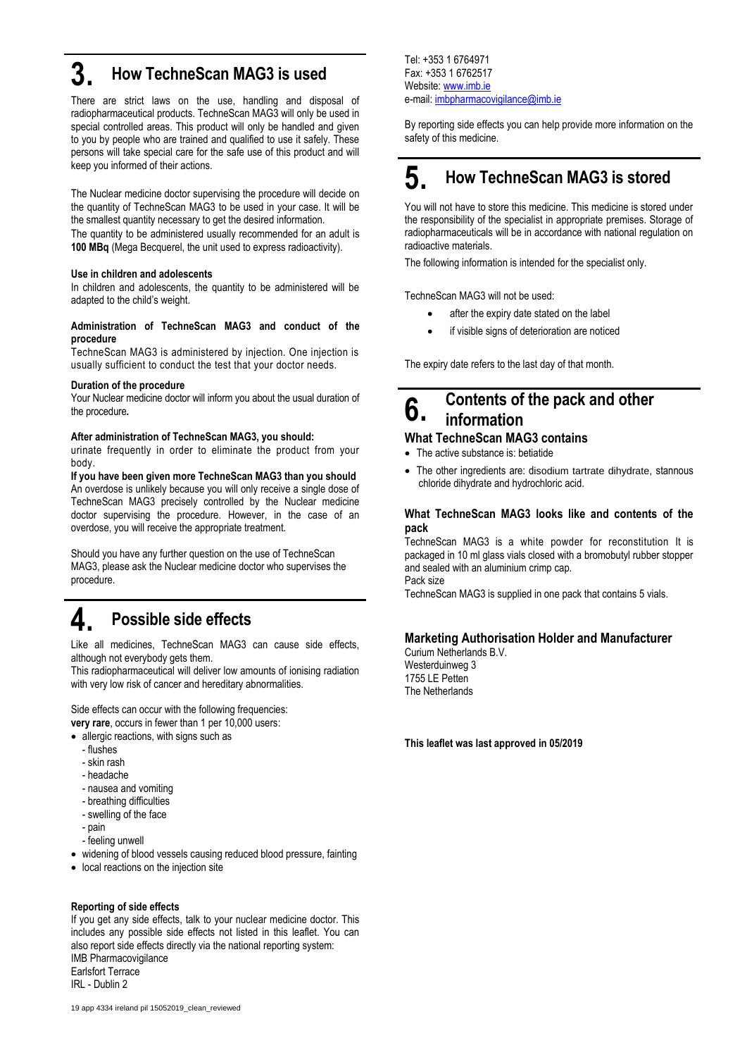## 3. How TechneScan MAG3 is used

There are strict laws on the use, handling and disposal of radiopharmaceutical products. TechneScan MAG3 will only be used in special controlled areas. This product will only be handled and given to you by people who are trained and qualified to use it safely. These persons will take special care for the safe use of this product and will keep you informed of their actions.

The Nuclear medicine doctor supervising the procedure will decide on the quantity of TechneScan MAG3 to be used in your case. It will be the smallest quantity necessary to get the desired information.

The quantity to be administered usually recommended for an adult is **100 MBq** (Mega Becquerel, the unit used to express radioactivity).

**Use in children and adolescents**

In children and adolescents, the quantity to be administered will be adapted to the child's weight.

**Administration of TechneScan MAG3 and conduct of the procedure**

TechneScan MAG3 is administered by injection. One injection is usually sufficient to conduct the test that your doctor needs.

**Duration of the procedure**

Your Nuclear medicine doctor will inform you about the usual duration of the procedure**.**

**After administration of TechneScan MAG3, you should:**

urinate frequently in order to eliminate the product from your body.

**If you have been given more TechneScan MAG3 than you should**

An overdose is unlikely because you will only receive a single dose of TechneScan MAG3 precisely controlled by the Nuclear medicine doctor supervising the procedure. However, in the case of an overdose, you will receive the appropriate treatment.

Should you have any further question on the use of TechneScan MAG3, please ask the Nuclear medicine doctor who supervises the procedure.

## 4. Possible side effects

Like all medicines, TechneScan MAG3 can cause side effects, although not everybody gets them.

This radiopharmaceutical will deliver low amounts of ionising radiation with very low risk of cancer and hereditary abnormalities.

Side effects can occur with the following frequencies:

**very rare**, occurs in fewer than 1 per 10,000 users:

- allergic reactions, with signs such as
  - flushes
  - skin rash
  - headache
  - nausea and vomiting
  - breathing difficulties
  - swelling of the face
  - pain
  - feeling unwell
- widening of blood vessels causing reduced blood pressure, fainting
- local reactions on the injection site

**Reporting of side effects**

If you get any side effects, talk to your nuclear medicine doctor. This includes any possible side effects not listed in this leaflet. You can also report side effects directly via the national reporting system:

IMB Pharmacovigilance
Earlsfort Terrace
IRL - Dublin 2
Tel: +353 1 6764971
Fax: +353 1 6762517
Website: www.imb.ie
e-mail: imbpharmacovigilance@imb.ie

By reporting side effects you can help provide more information on the safety of this medicine.

## 5. How TechneScan MAG3 is stored

You will not have to store this medicine. This medicine is stored under the responsibility of the specialist in appropriate premises. Storage of radiopharmaceuticals will be in accordance with national regulation on radioactive materials.

The following information is intended for the specialist only.

TechneScan MAG3 will not be used:

- after the expiry date stated on the label
- if visible signs of deterioration are noticed

The expiry date refers to the last day of that month.

## 6. Contents of the pack and other information

### What TechneScan MAG3 contains

- The active substance is: betiatide
- The other ingredients are: disodium tartrate dihydrate, stannous chloride dihydrate and hydrochloric acid.

**What TechneScan MAG3 looks like and contents of the pack**

TechneScan MAG3 is a white powder for reconstitution It is packaged in 10 ml glass vials closed with a bromobutyl rubber stopper and sealed with an aluminium crimp cap.

Pack size

TechneScan MAG3 is supplied in one pack that contains 5 vials.

### Marketing Authorisation Holder and Manufacturer

Curium Netherlands B.V.
Westerduinweg 3
1755 LE Petten
The Netherlands

**This leaflet was last approved in 05/2019**

19 app 4334 ireland pil 15052019_clean_reviewed